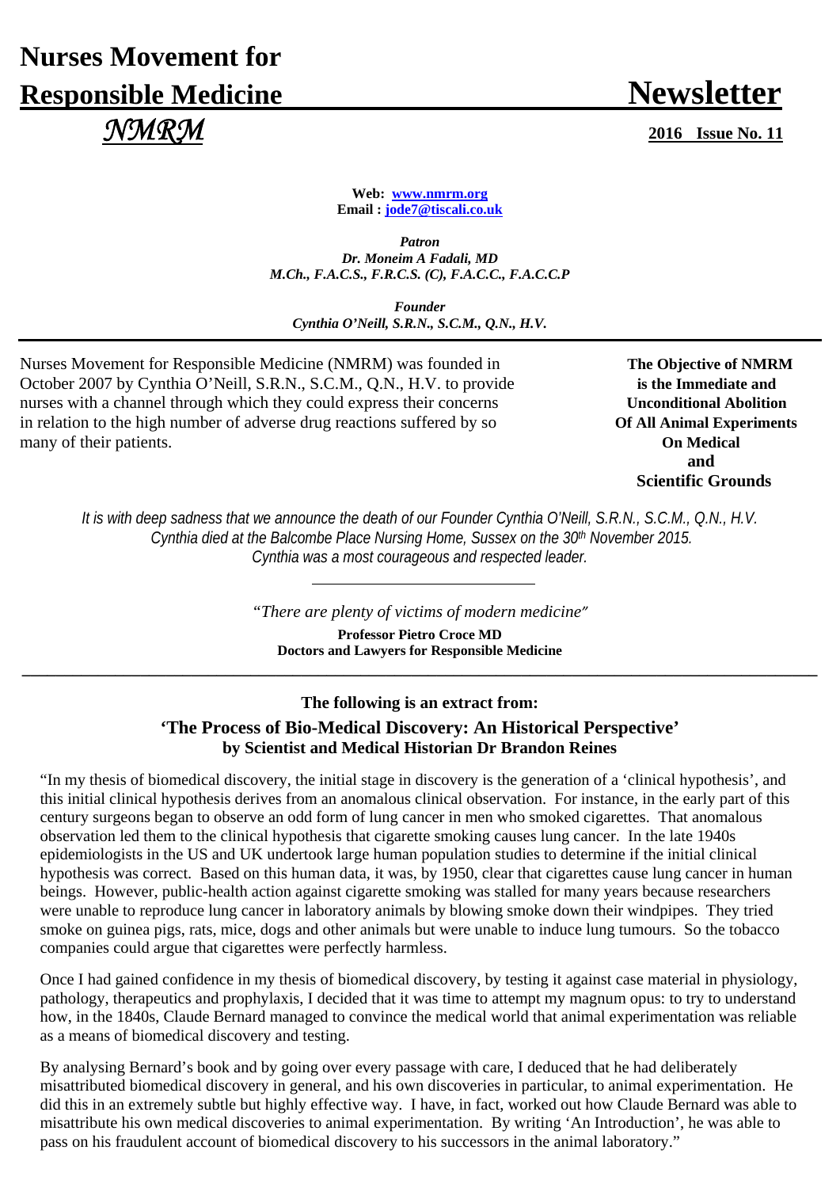# Nurses Movement for Responsible Medicine

# Newsletter

*NMRM*

**2016 Issue No. 11**

**Web: [www.nmrm.org](http://www.nmrm.org)**
**Email : [jode7@tiscali.co.uk](mailto:jode7@tiscali.co.uk)**

***Patron***
***Dr. Moneim A Fadali, MD***
***M.Ch., F.A.C.S., F.R.C.S. (C), F.A.C.C., F.A.C.C.P***

***Founder***
***Cynthia O'Neill, S.R.N., S.C.M., Q.N., H.V.***

---

Nurses Movement for Responsible Medicine (NMRM) was founded in October 2007 by Cynthia O'Neill, S.R.N., S.C.M., Q.N., H.V. to provide nurses with a channel through which they could express their concerns in relation to the high number of adverse drug reactions suffered by so many of their patients.

**The Objective of NMRM is the Immediate and Unconditional Abolition Of All Animal Experiments On Medical and Scientific Grounds**

*It is with deep sadness that we announce the death of our Founder Cynthia O'Neill, S.R.N., S.C.M., Q.N., H.V. Cynthia died at the Balcombe Place Nursing Home, Sussex on the 30th November 2015. Cynthia was a most courageous and respected leader.*

---

*"There are plenty of victims of modern medicine"*

**Professor Pietro Croce MD**
**Doctors and Lawyers for Responsible Medicine**

---

### The following is an extract from:

### 'The Process of Bio-Medical Discovery: An Historical Perspective' by Scientist and Medical Historian Dr Brandon Reines

"In my thesis of biomedical discovery, the initial stage in discovery is the generation of a 'clinical hypothesis', and this initial clinical hypothesis derives from an anomalous clinical observation. For instance, in the early part of this century surgeons began to observe an odd form of lung cancer in men who smoked cigarettes. That anomalous observation led them to the clinical hypothesis that cigarette smoking causes lung cancer. In the late 1940s epidemiologists in the US and UK undertook large human population studies to determine if the initial clinical hypothesis was correct. Based on this human data, it was, by 1950, clear that cigarettes cause lung cancer in human beings. However, public-health action against cigarette smoking was stalled for many years because researchers were unable to reproduce lung cancer in laboratory animals by blowing smoke down their windpipes. They tried smoke on guinea pigs, rats, mice, dogs and other animals but were unable to induce lung tumours. So the tobacco companies could argue that cigarettes were perfectly harmless.

Once I had gained confidence in my thesis of biomedical discovery, by testing it against case material in physiology, pathology, therapeutics and prophylaxis, I decided that it was time to attempt my magnum opus: to try to understand how, in the 1840s, Claude Bernard managed to convince the medical world that animal experimentation was reliable as a means of biomedical discovery and testing.

By analysing Bernard's book and by going over every passage with care, I deduced that he had deliberately misattributed biomedical discovery in general, and his own discoveries in particular, to animal experimentation. He did this in an extremely subtle but highly effective way. I have, in fact, worked out how Claude Bernard was able to misattribute his own medical discoveries to animal experimentation. By writing 'An Introduction', he was able to pass on his fraudulent account of biomedical discovery to his successors in the animal laboratory."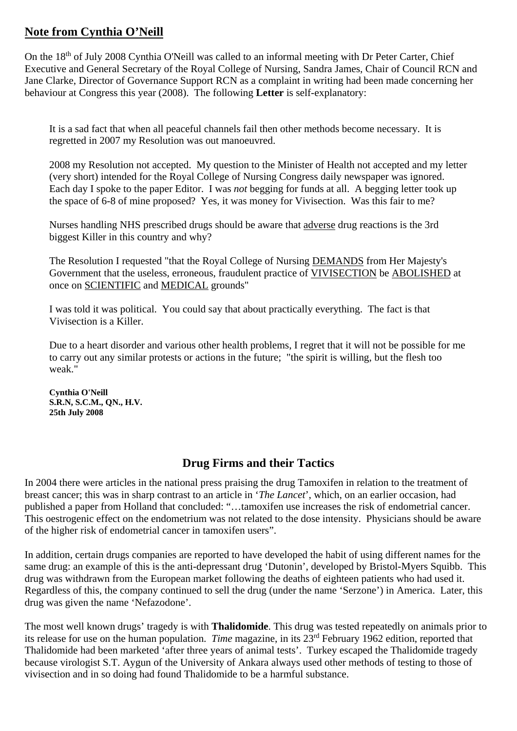## Note from Cynthia O'Neill

On the 18th of July 2008 Cynthia O'Neill was called to an informal meeting with Dr Peter Carter, Chief Executive and General Secretary of the Royal College of Nursing, Sandra James, Chair of Council RCN and Jane Clarke, Director of Governance Support RCN as a complaint in writing had been made concerning her behaviour at Congress this year (2008). The following **Letter** is self-explanatory:

> It is a sad fact that when all peaceful channels fail then other methods become necessary. It is regretted in 2007 my Resolution was out manoeuvred.
>
> 2008 my Resolution not accepted. My question to the Minister of Health not accepted and my letter (very short) intended for the Royal College of Nursing Congress daily newspaper was ignored. Each day I spoke to the paper Editor. I was *not* begging for funds at all. A begging letter took up the space of 6-8 of mine proposed? Yes, it was money for Vivisection. Was this fair to me?
>
> Nurses handling NHS prescribed drugs should be aware that <u>adverse</u> drug reactions is the 3rd biggest Killer in this country and why?
>
> The Resolution I requested "that the Royal College of Nursing <u>DEMANDS</u> from Her Majesty's Government that the useless, erroneous, fraudulent practice of <u>VIVISECTION</u> be <u>ABOLISHED</u> at once on <u>SCIENTIFIC</u> and <u>MEDICAL</u> grounds"
>
> I was told it was political. You could say that about practically everything. The fact is that Vivisection is a Killer.
>
> Due to a heart disorder and various other health problems, I regret that it will not be possible for me to carry out any similar protests or actions in the future; "the spirit is willing, but the flesh too weak."
>
> **Cynthia O'Neill**
> **S.R.N, S.C.M., QN., H.V.**
> **25th July 2008**

## Drug Firms and their Tactics

In 2004 there were articles in the national press praising the drug Tamoxifen in relation to the treatment of breast cancer; this was in sharp contrast to an article in '*The Lancet*', which, on an earlier occasion, had published a paper from Holland that concluded: "…tamoxifen use increases the risk of endometrial cancer. This oestrogenic effect on the endometrium was not related to the dose intensity. Physicians should be aware of the higher risk of endometrial cancer in tamoxifen users".

In addition, certain drugs companies are reported to have developed the habit of using different names for the same drug: an example of this is the anti-depressant drug 'Dutonin', developed by Bristol-Myers Squibb. This drug was withdrawn from the European market following the deaths of eighteen patients who had used it. Regardless of this, the company continued to sell the drug (under the name 'Serzone') in America. Later, this drug was given the name 'Nefazodone'.

The most well known drugs' tragedy is with **Thalidomide**. This drug was tested repeatedly on animals prior to its release for use on the human population. *Time* magazine, in its 23rd February 1962 edition, reported that Thalidomide had been marketed 'after three years of animal tests'. Turkey escaped the Thalidomide tragedy because virologist S.T. Aygun of the University of Ankara always used other methods of testing to those of vivisection and in so doing had found Thalidomide to be a harmful substance.